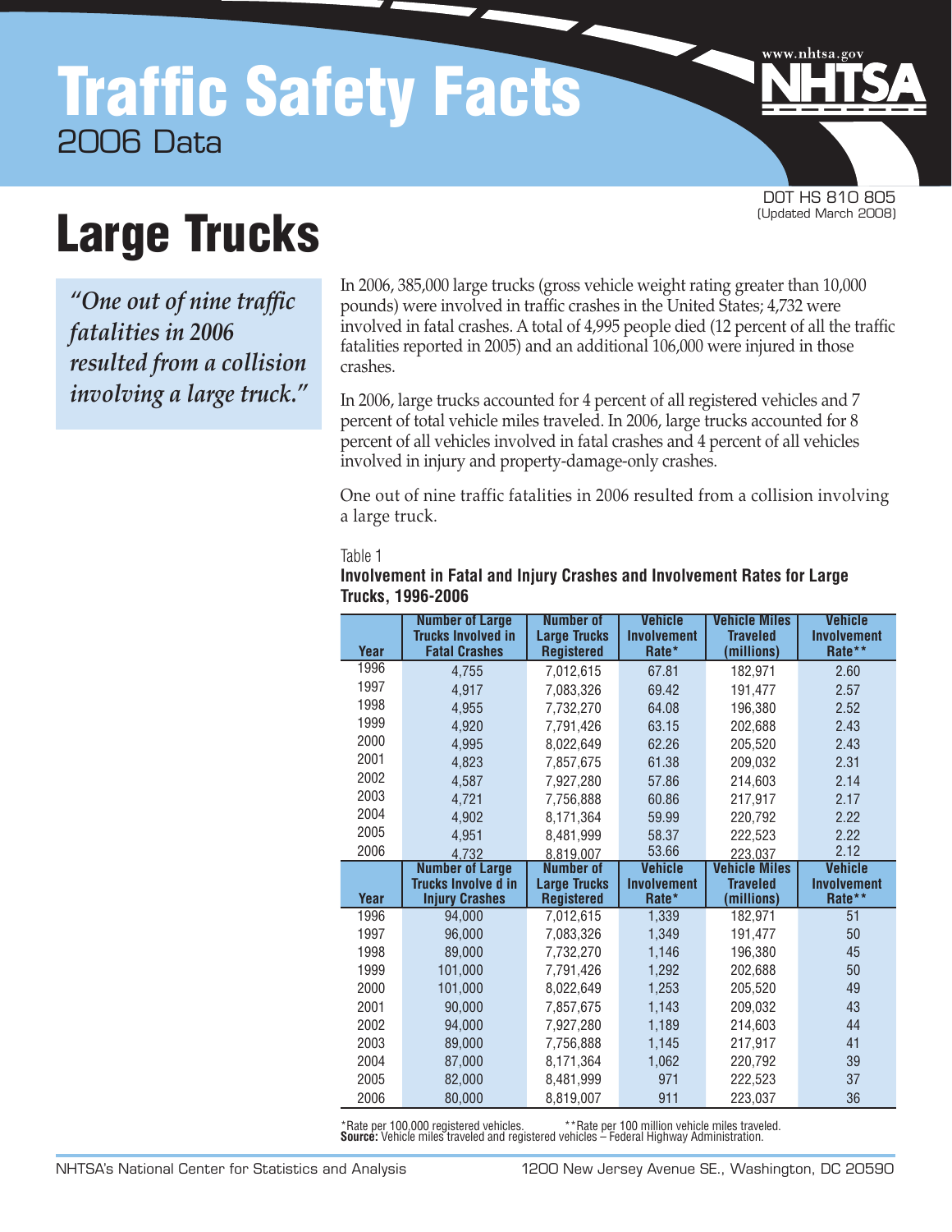# Traffic Safety Facts

2006 Data

DOT HS 810 805
(Updated March 2008)

# Large Trucks

> *"One out of nine traffic fatalities in 2006 resulted from a collision involving a large truck."*

In 2006, 385,000 large trucks (gross vehicle weight rating greater than 10,000 pounds) were involved in traffic crashes in the United States; 4,732 were involved in fatal crashes. A total of 4,995 people died (12 percent of all the traffic fatalities reported in 2005) and an additional 106,000 were injured in those crashes.

In 2006, large trucks accounted for 4 percent of all registered vehicles and 7 percent of total vehicle miles traveled. In 2006, large trucks accounted for 8 percent of all vehicles involved in fatal crashes and 4 percent of all vehicles involved in injury and property-damage-only crashes.

One out of nine traffic fatalities in 2006 resulted from a collision involving a large truck.

Table 1

**Involvement in Fatal and Injury Crashes and Involvement Rates for Large Trucks, 1996-2006**

| Year | Number of Large Trucks Involved in Fatal Crashes | Number of Large Trucks Registered | Vehicle Involvement Rate* | Vehicle Miles Traveled (millions) | Vehicle Involvement Rate** |
|---|---|---|---|---|---|
| 1996 | 4,755 | 7,012,615 | 67.81 | 182,971 | 2.60 |
| 1997 | 4,917 | 7,083,326 | 69.42 | 191,477 | 2.57 |
| 1998 | 4,955 | 7,732,270 | 64.08 | 196,380 | 2.52 |
| 1999 | 4,920 | 7,791,426 | 63.15 | 202,688 | 2.43 |
| 2000 | 4,995 | 8,022,649 | 62.26 | 205,520 | 2.43 |
| 2001 | 4,823 | 7,857,675 | 61.38 | 209,032 | 2.31 |
| 2002 | 4,587 | 7,927,280 | 57.86 | 214,603 | 2.14 |
| 2003 | 4,721 | 7,756,888 | 60.86 | 217,917 | 2.17 |
| 2004 | 4,902 | 8,171,364 | 59.99 | 220,792 | 2.22 |
| 2005 | 4,951 | 8,481,999 | 58.37 | 222,523 | 2.22 |
| 2006 | 4,732 | 8,819,007 | 53.66 | 223,037 | 2.12 |
| **Year** | **Number of Large Trucks Involve d in Injury Crashes** | **Number of Large Trucks Registered** | **Vehicle Involvement Rate*** | **Vehicle Miles Traveled (millions)** | **Vehicle Involvement Rate**** |
| 1996 | 94,000 | 7,012,615 | 1,339 | 182,971 | 51 |
| 1997 | 96,000 | 7,083,326 | 1,349 | 191,477 | 50 |
| 1998 | 89,000 | 7,732,270 | 1,146 | 196,380 | 45 |
| 1999 | 101,000 | 7,791,426 | 1,292 | 202,688 | 50 |
| 2000 | 101,000 | 8,022,649 | 1,253 | 205,520 | 49 |
| 2001 | 90,000 | 7,857,675 | 1,143 | 209,032 | 43 |
| 2002 | 94,000 | 7,927,280 | 1,189 | 214,603 | 44 |
| 2003 | 89,000 | 7,756,888 | 1,145 | 217,917 | 41 |
| 2004 | 87,000 | 8,171,364 | 1,062 | 220,792 | 39 |
| 2005 | 82,000 | 8,481,999 | 971 | 222,523 | 37 |
| 2006 | 80,000 | 8,819,007 | 911 | 223,037 | 36 |

*Rate per 100,000 registered vehicles. **Rate per 100 million vehicle miles traveled.
**Source:** Vehicle miles traveled and registered vehicles – Federal Highway Administration.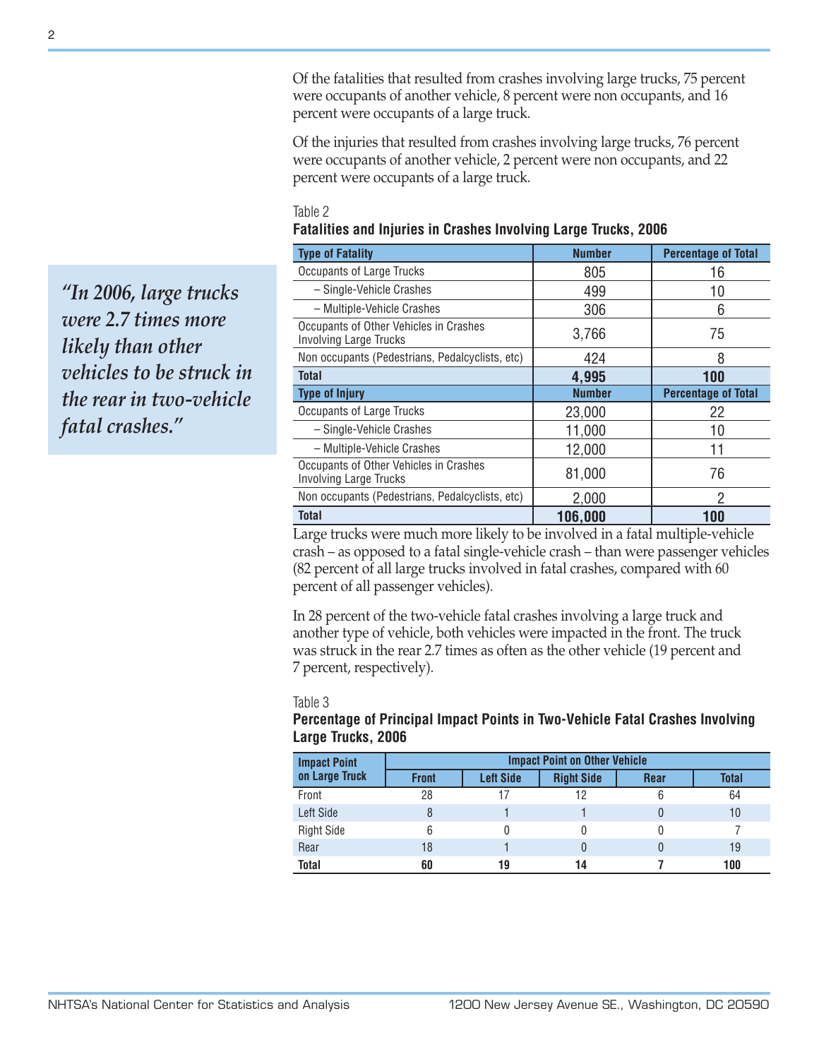Of the fatalities that resulted from crashes involving large trucks, 75 percent were occupants of another vehicle, 8 percent were non occupants, and 16 percent were occupants of a large truck.

Of the injuries that resulted from crashes involving large trucks, 76 percent were occupants of another vehicle, 2 percent were non occupants, and 22 percent were occupants of a large truck.

> *"In 2006, large trucks were 2.7 times more likely than other vehicles to be struck in the rear in two-vehicle fatal crashes."*

Table 2

**Fatalities and Injuries in Crashes Involving Large Trucks, 2006**

| Type of Fatality | Number | Percentage of Total |
|---|---|---|
| Occupants of Large Trucks | 805 | 16 |
| – Single-Vehicle Crashes | 499 | 10 |
| – Multiple-Vehicle Crashes | 306 | 6 |
| Occupants of Other Vehicles in Crashes Involving Large Trucks | 3,766 | 75 |
| Non occupants (Pedestrians, Pedalcyclists, etc) | 424 | 8 |
| **Total** | **4,995** | **100** |
| **Type of Injury** | **Number** | **Percentage of Total** |
| Occupants of Large Trucks | 23,000 | 22 |
| – Single-Vehicle Crashes | 11,000 | 10 |
| – Multiple-Vehicle Crashes | 12,000 | 11 |
| Occupants of Other Vehicles in Crashes Involving Large Trucks | 81,000 | 76 |
| Non occupants (Pedestrians, Pedalcyclists, etc) | 2,000 | 2 |
| **Total** | **106,000** | **100** |

Large trucks were much more likely to be involved in a fatal multiple-vehicle crash – as opposed to a fatal single-vehicle crash – than were passenger vehicles (82 percent of all large trucks involved in fatal crashes, compared with 60 percent of all passenger vehicles).

In 28 percent of the two-vehicle fatal crashes involving a large truck and another type of vehicle, both vehicles were impacted in the front. The truck was struck in the rear 2.7 times as often as the other vehicle (19 percent and 7 percent, respectively).

Table 3

**Percentage of Principal Impact Points in Two-Vehicle Fatal Crashes Involving Large Trucks, 2006**

| Impact Point on Large Truck | Impact Point on Other Vehicle | | | | |
|---|---|---|---|---|---|
| | Front | Left Side | Right Side | Rear | Total |
| Front | 28 | 17 | 12 | 6 | 64 |
| Left Side | 8 | 1 | 1 | 0 | 10 |
| Right Side | 6 | 0 | 0 | 0 | 7 |
| Rear | 18 | 1 | 0 | 0 | 19 |
| **Total** | **60** | **19** | **14** | **7** | **100** |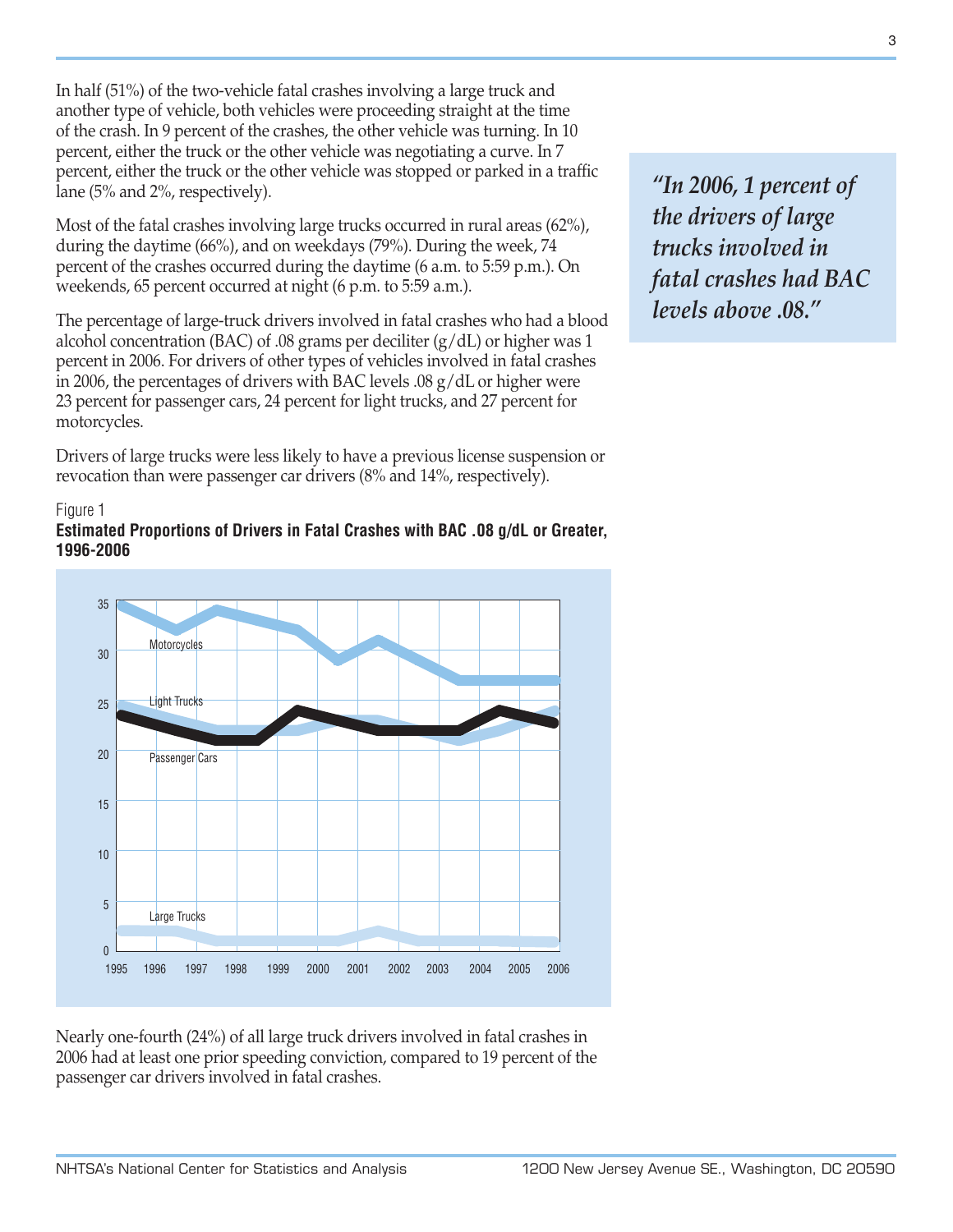In half (51%) of the two-vehicle fatal crashes involving a large truck and another type of vehicle, both vehicles were proceeding straight at the time of the crash. In 9 percent of the crashes, the other vehicle was turning. In 10 percent, either the truck or the other vehicle was negotiating a curve. In 7 percent, either the truck or the other vehicle was stopped or parked in a traffic lane (5% and 2%, respectively).

Most of the fatal crashes involving large trucks occurred in rural areas (62%), during the daytime (66%), and on weekdays (79%). During the week, 74 percent of the crashes occurred during the daytime (6 a.m. to 5:59 p.m.). On weekends, 65 percent occurred at night (6 p.m. to 5:59 a.m.).

The percentage of large-truck drivers involved in fatal crashes who had a blood alcohol concentration (BAC) of .08 grams per deciliter (g/dL) or higher was 1 percent in 2006. For drivers of other types of vehicles involved in fatal crashes in 2006, the percentages of drivers with BAC levels .08 g/dL or higher were 23 percent for passenger cars, 24 percent for light trucks, and 27 percent for motorcycles.

*"In 2006, 1 percent of the drivers of large trucks involved in fatal crashes had BAC levels above .08."*

Drivers of large trucks were less likely to have a previous license suspension or revocation than were passenger car drivers (8% and 14%, respectively).

Figure 1

**Estimated Proportions of Drivers in Fatal Crashes with BAC .08 g/dL or Greater, 1996-2006**

Nearly one-fourth (24%) of all large truck drivers involved in fatal crashes in 2006 had at least one prior speeding conviction, compared to 19 percent of the passenger car drivers involved in fatal crashes.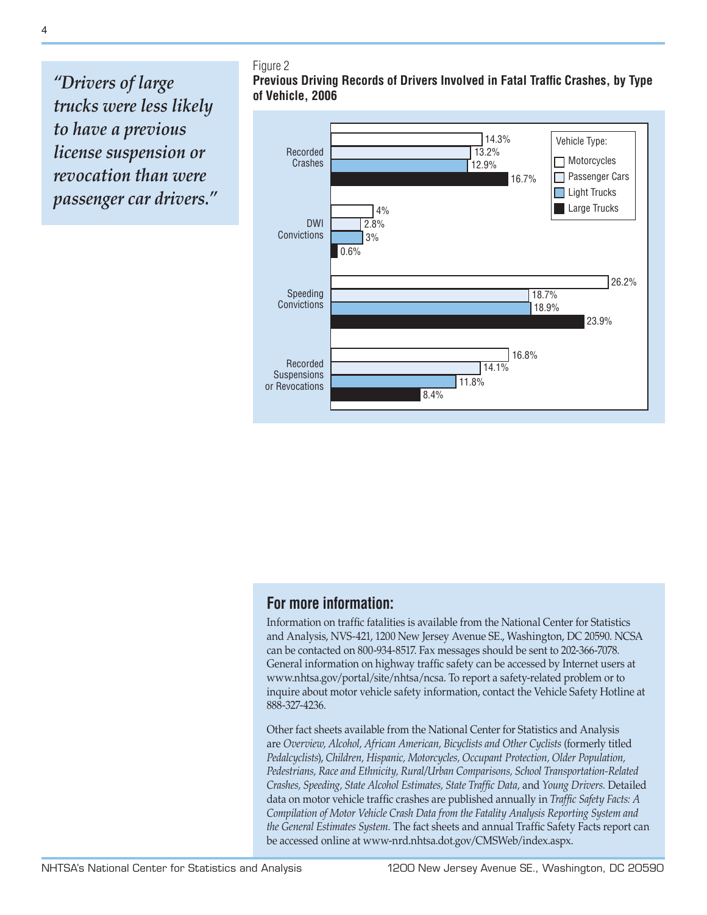*"Drivers of large trucks were less likely to have a previous license suspension or revocation than were passenger car drivers."*

Figure 2

**Previous Driving Records of Drivers Involved in Fatal Traffic Crashes, by Type of Vehicle, 2006**

| | Motorcycles | Passenger Cars | Light Trucks | Large Trucks |
|---|---|---|---|---|
| Recorded Crashes | 14.3% | 13.2% | 12.9% | 16.7% |
| DWI Convictions | 4% | 2.8% | 3% | 0.6% |
| Speeding Convictions | 26.2% | 18.7% | 18.9% | 23.9% |
| Recorded Suspensions or Revocations | 16.8% | 14.1% | 11.8% | 8.4% |

## For more information:

Information on traffic fatalities is available from the National Center for Statistics and Analysis, NVS-421, 1200 New Jersey Avenue SE., Washington, DC 20590. NCSA can be contacted on 800-934-8517. Fax messages should be sent to 202-366-7078. General information on highway traffic safety can be accessed by Internet users at www.nhtsa.gov/portal/site/nhtsa/ncsa. To report a safety-related problem or to inquire about motor vehicle safety information, contact the Vehicle Safety Hotline at 888-327-4236.

Other fact sheets available from the National Center for Statistics and Analysis are *Overview, Alcohol, African American, Bicyclists and Other Cyclists* (formerly titled *Pedalcyclists*), *Children, Hispanic, Motorcycles, Occupant Protection, Older Population, Pedestrians, Race and Ethnicity, Rural/Urban Comparisons, School Transportation-Related Crashes, Speeding, State Alcohol Estimates, State Traffic Data,* and *Young Drivers.* Detailed data on motor vehicle traffic crashes are published annually in *Traffic Safety Facts: A Compilation of Motor Vehicle Crash Data from the Fatality Analysis Reporting System and the General Estimates System.* The fact sheets and annual Traffic Safety Facts report can be accessed online at www-nrd.nhtsa.dot.gov/CMSWeb/index.aspx.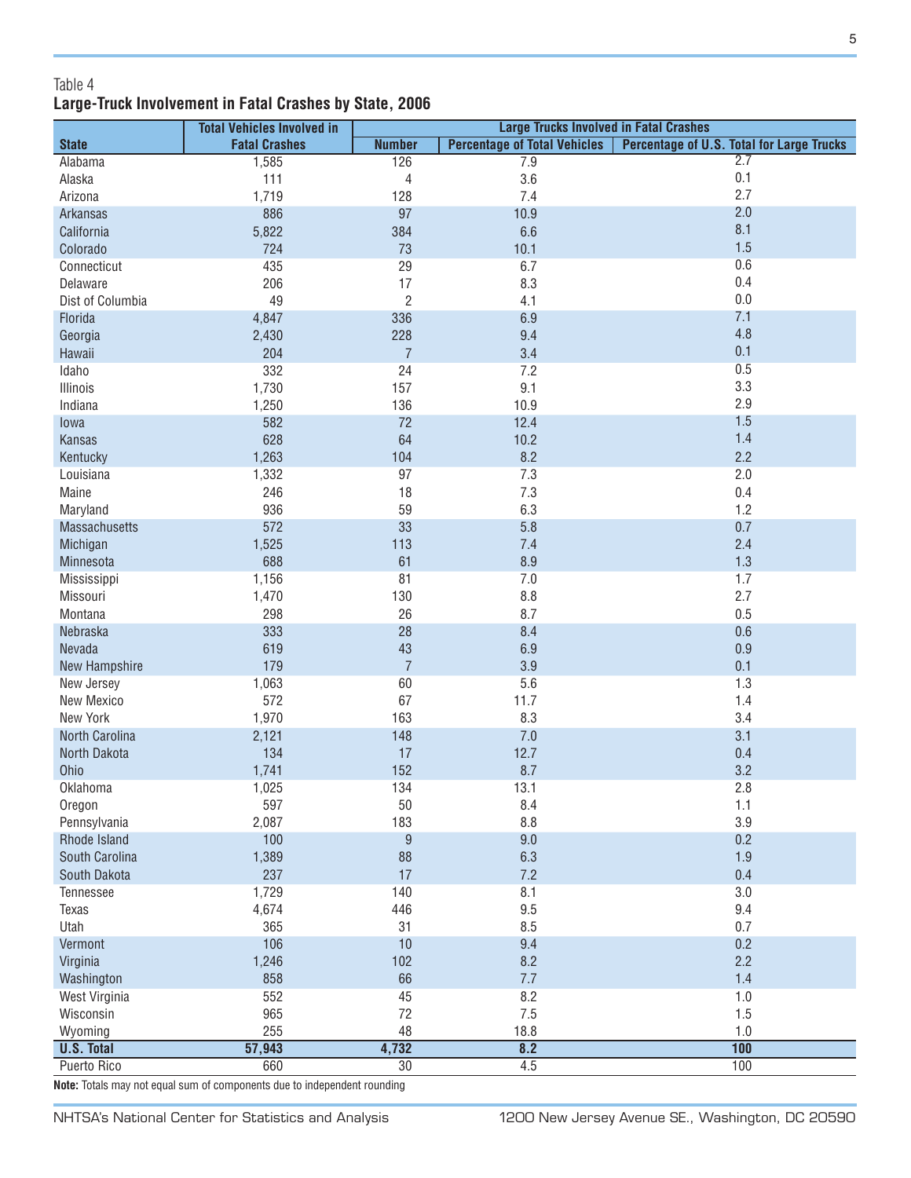Table 4

**Large-Truck Involvement in Fatal Crashes by State, 2006**

| State | Total Vehicles Involved in Fatal Crashes | Large Trucks Involved in Fatal Crashes | | |
|---|---|---|---|---|
| | | Number | Percentage of Total Vehicles | Percentage of U.S. Total for Large Trucks |
| Alabama | 1,585 | 126 | 7.9 | 2.7 |
| Alaska | 111 | 4 | 3.6 | 0.1 |
| Arizona | 1,719 | 128 | 7.4 | 2.7 |
| Arkansas | 886 | 97 | 10.9 | 2.0 |
| California | 5,822 | 384 | 6.6 | 8.1 |
| Colorado | 724 | 73 | 10.1 | 1.5 |
| Connecticut | 435 | 29 | 6.7 | 0.6 |
| Delaware | 206 | 17 | 8.3 | 0.4 |
| Dist of Columbia | 49 | 2 | 4.1 | 0.0 |
| Florida | 4,847 | 336 | 6.9 | 7.1 |
| Georgia | 2,430 | 228 | 9.4 | 4.8 |
| Hawaii | 204 | 7 | 3.4 | 0.1 |
| Idaho | 332 | 24 | 7.2 | 0.5 |
| Illinois | 1,730 | 157 | 9.1 | 3.3 |
| Indiana | 1,250 | 136 | 10.9 | 2.9 |
| Iowa | 582 | 72 | 12.4 | 1.5 |
| Kansas | 628 | 64 | 10.2 | 1.4 |
| Kentucky | 1,263 | 104 | 8.2 | 2.2 |
| Louisiana | 1,332 | 97 | 7.3 | 2.0 |
| Maine | 246 | 18 | 7.3 | 0.4 |
| Maryland | 936 | 59 | 6.3 | 1.2 |
| Massachusetts | 572 | 33 | 5.8 | 0.7 |
| Michigan | 1,525 | 113 | 7.4 | 2.4 |
| Minnesota | 688 | 61 | 8.9 | 1.3 |
| Mississippi | 1,156 | 81 | 7.0 | 1.7 |
| Missouri | 1,470 | 130 | 8.8 | 2.7 |
| Montana | 298 | 26 | 8.7 | 0.5 |
| Nebraska | 333 | 28 | 8.4 | 0.6 |
| Nevada | 619 | 43 | 6.9 | 0.9 |
| New Hampshire | 179 | 7 | 3.9 | 0.1 |
| New Jersey | 1,063 | 60 | 5.6 | 1.3 |
| New Mexico | 572 | 67 | 11.7 | 1.4 |
| New York | 1,970 | 163 | 8.3 | 3.4 |
| North Carolina | 2,121 | 148 | 7.0 | 3.1 |
| North Dakota | 134 | 17 | 12.7 | 0.4 |
| Ohio | 1,741 | 152 | 8.7 | 3.2 |
| Oklahoma | 1,025 | 134 | 13.1 | 2.8 |
| Oregon | 597 | 50 | 8.4 | 1.1 |
| Pennsylvania | 2,087 | 183 | 8.8 | 3.9 |
| Rhode Island | 100 | 9 | 9.0 | 0.2 |
| South Carolina | 1,389 | 88 | 6.3 | 1.9 |
| South Dakota | 237 | 17 | 7.2 | 0.4 |
| Tennessee | 1,729 | 140 | 8.1 | 3.0 |
| Texas | 4,674 | 446 | 9.5 | 9.4 |
| Utah | 365 | 31 | 8.5 | 0.7 |
| Vermont | 106 | 10 | 9.4 | 0.2 |
| Virginia | 1,246 | 102 | 8.2 | 2.2 |
| Washington | 858 | 66 | 7.7 | 1.4 |
| West Virginia | 552 | 45 | 8.2 | 1.0 |
| Wisconsin | 965 | 72 | 7.5 | 1.5 |
| Wyoming | 255 | 48 | 18.8 | 1.0 |
| **U.S. Total** | **57,943** | **4,732** | **8.2** | **100** |
| Puerto Rico | 660 | 30 | 4.5 | 100 |

**Note:** Totals may not equal sum of components due to independent rounding

NHTSA's National Center for Statistics and Analysis 1200 New Jersey Avenue SE., Washington, DC 20590